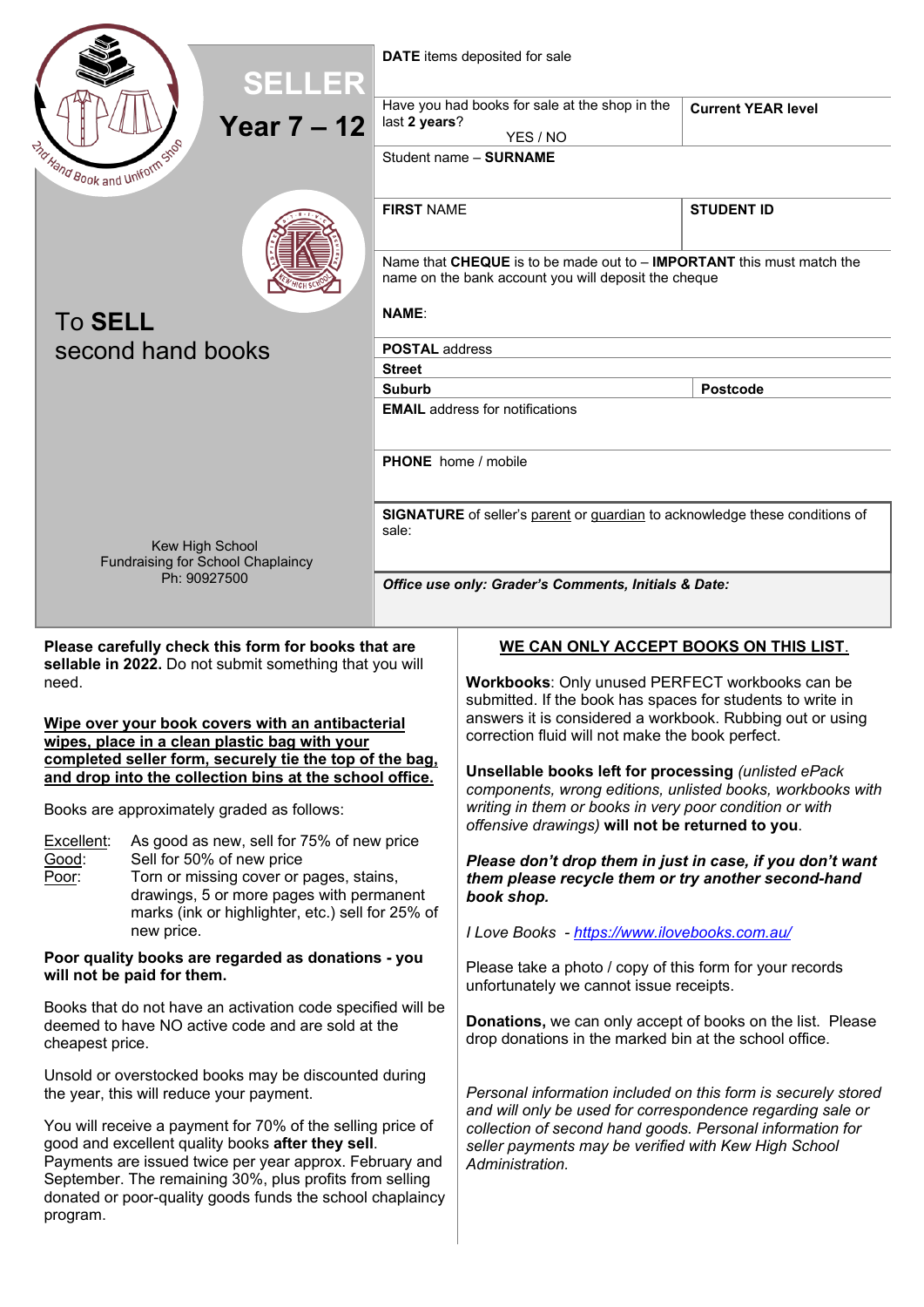2nd Hand Book and Uniform Shop

# SELLER

## Year 7 – 12

KEW HIGH SCHOOL

# To **SELL** second hand books

Kew High School
Fundraising for School Chaplaincy
Ph: 90927500

| | |
|---|---|
| **DATE** items deposited for sale | |
| Have you had books for sale at the shop in the last **2 years**? YES / NO | **Current YEAR level** |
| Student name – **SURNAME** | |
| **FIRST** NAME | **STUDENT ID** |
| Name that **CHEQUE** is to be made out to – **IMPORTANT** this must match the name on the bank account you will deposit the cheque<br>**NAME**: | |
| **POSTAL** address | |
| **Street** | |
| **Suburb** | **Postcode** |
| **EMAIL** address for notifications | |
| **PHONE** home / mobile | |
| **SIGNATURE** of seller's parent or guardian to acknowledge these conditions of sale: | |
| ***Office use only: Grader's Comments, Initials & Date:*** | |

**Please carefully check this form for books that are sellable in 2022.** Do not submit something that you will need.

**Wipe over your book covers with an antibacterial wipes, place in a clean plastic bag with your completed seller form, securely tie the top of the bag, and drop into the collection bins at the school office.**

Books are approximately graded as follows:

- Excellent: As good as new, sell for 75% of new price
- Good: Sell for 50% of new price
- Poor: Torn or missing cover or pages, stains, drawings, 5 or more pages with permanent marks (ink or highlighter, etc.) sell for 25% of new price.

**Poor quality books are regarded as donations - you will not be paid for them.**

Books that do not have an activation code specified will be deemed to have NO active code and are sold at the cheapest price.

Unsold or overstocked books may be discounted during the year, this will reduce your payment.

You will receive a payment for 70% of the selling price of good and excellent quality books **after they sell**. Payments are issued twice per year approx. February and September. The remaining 30%, plus profits from selling donated or poor-quality goods funds the school chaplaincy program.

**WE CAN ONLY ACCEPT BOOKS ON THIS LIST.**

**Workbooks**: Only unused PERFECT workbooks can be submitted. If the book has spaces for students to write in answers it is considered a workbook. Rubbing out or using correction fluid will not make the book perfect.

**Unsellable books left for processing** *(unlisted ePack components, wrong editions, unlisted books, workbooks with writing in them or books in very poor condition or with offensive drawings)* **will not be returned to you**.

***Please don't drop them in just in case, if you don't want them please recycle them or try another second-hand book shop.***

*I Love Books - https://www.ilovebooks.com.au/*

Please take a photo / copy of this form for your records unfortunately we cannot issue receipts.

**Donations,** we can only accept of books on the list. Please drop donations in the marked bin at the school office.

*Personal information included on this form is securely stored and will only be used for correspondence regarding sale or collection of second hand goods. Personal information for seller payments may be verified with Kew High School Administration.*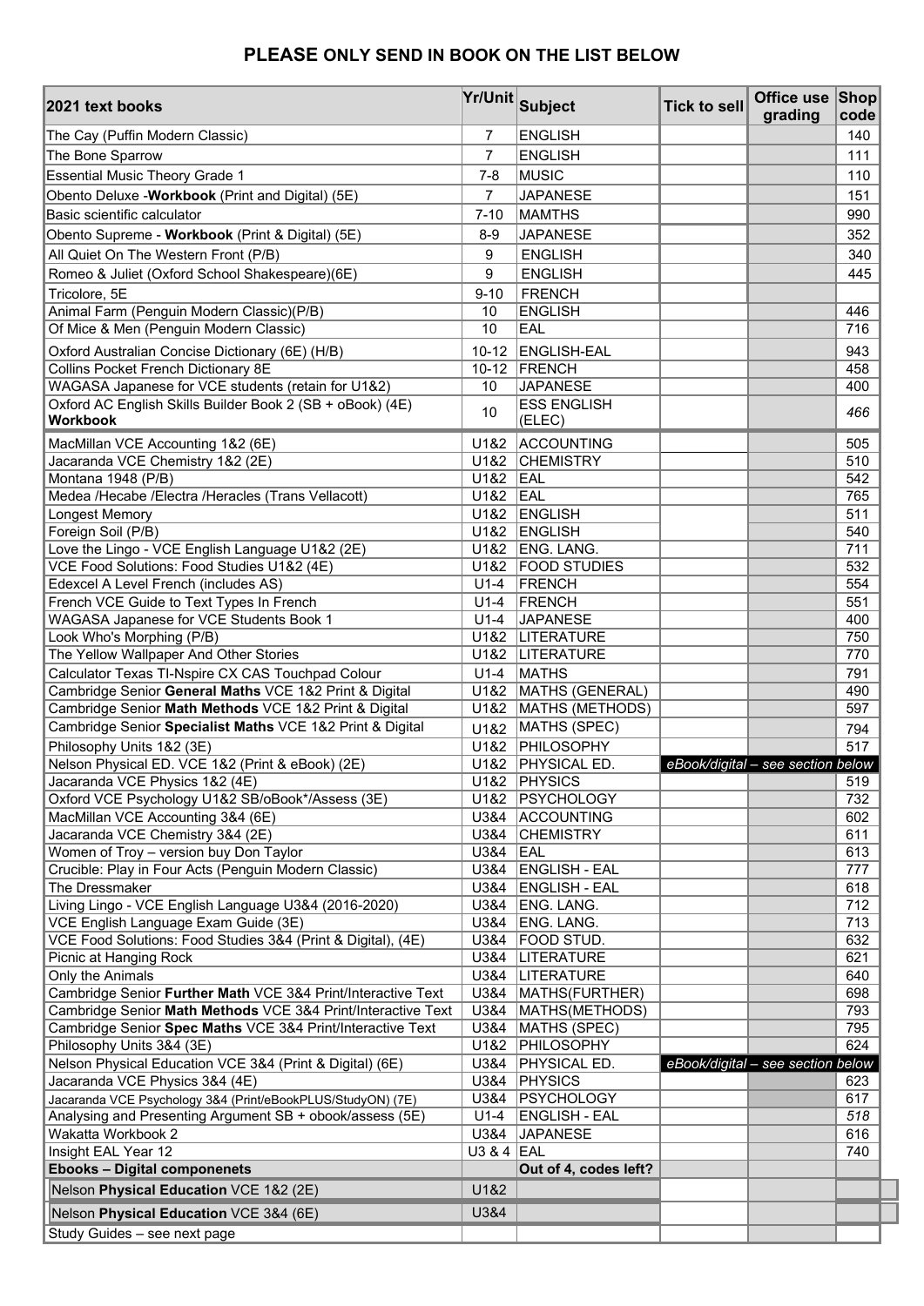## PLEASE ONLY SEND IN BOOK ON THE LIST BELOW

| 2021 text books | Yr/Unit | Subject | Tick to sell | Office use grading | Shop code |
|---|---|---|---|---|---|
| The Cay (Puffin Modern Classic) | 7 | ENGLISH | | | 140 |
| The Bone Sparrow | 7 | ENGLISH | | | 111 |
| Essential Music Theory Grade 1 | 7-8 | MUSIC | | | 110 |
| Obento Deluxe -**Workbook** (Print and Digital) (5E) | 7 | JAPANESE | | | 151 |
| Basic scientific calculator | 7-10 | MAMTHS | | | 990 |
| Obento Supreme - **Workbook** (Print & Digital) (5E) | 8-9 | JAPANESE | | | 352 |
| All Quiet On The Western Front (P/B) | 9 | ENGLISH | | | 340 |
| Romeo & Juliet (Oxford School Shakespeare)(6E) | 9 | ENGLISH | | | 445 |
| Tricolore, 5E | 9-10 | FRENCH | | | |
| Animal Farm (Penguin Modern Classic)(P/B) | 10 | ENGLISH | | | 446 |
| Of Mice & Men (Penguin Modern Classic) | 10 | EAL | | | 716 |
| Oxford Australian Concise Dictionary (6E) (H/B) | 10-12 | ENGLISH-EAL | | | 943 |
| Collins Pocket French Dictionary 8E | 10-12 | FRENCH | | | 458 |
| WAGASA Japanese for VCE students (retain for U1&2) | 10 | JAPANESE | | | 400 |
| Oxford AC English Skills Builder Book 2 (SB + oBook) (4E) **Workbook** | 10 | ESS ENGLISH (ELEC) | | | *466* |
| MacMillan VCE Accounting 1&2 (6E) | U1&2 | ACCOUNTING | | | 505 |
| Jacaranda VCE Chemistry 1&2 (2E) | U1&2 | CHEMISTRY | | | 510 |
| Montana 1948 (P/B) | U1&2 | EAL | | | 542 |
| Medea /Hecabe /Electra /Heracles (Trans Vellacott) | U1&2 | EAL | | | 765 |
| Longest Memory | U1&2 | ENGLISH | | | 511 |
| Foreign Soil (P/B) | U1&2 | ENGLISH | | | 540 |
| Love the Lingo - VCE English Language U1&2 (2E) | U1&2 | ENG. LANG. | | | 711 |
| VCE Food Solutions: Food Studies U1&2 (4E) | U1&2 | FOOD STUDIES | | | 532 |
| Edexcel A Level French (includes AS) | U1-4 | FRENCH | | | 554 |
| French VCE Guide to Text Types In French | U1-4 | FRENCH | | | 551 |
| WAGASA Japanese for VCE Students Book 1 | U1-4 | JAPANESE | | | 400 |
| Look Who's Morphing (P/B) | U1&2 | LITERATURE | | | 750 |
| The Yellow Wallpaper And Other Stories | U1&2 | LITERATURE | | | 770 |
| Calculator Texas TI-Nspire CX CAS Touchpad Colour | U1-4 | MATHS | | | 791 |
| Cambridge Senior **General Maths** VCE 1&2 Print & Digital | U1&2 | MATHS (GENERAL) | | | 490 |
| Cambridge Senior **Math Methods** VCE 1&2 Print & Digital | U1&2 | MATHS (METHODS) | | | 597 |
| Cambridge Senior **Specialist Maths** VCE 1&2 Print & Digital | U1&2 | MATHS (SPEC) | | | 794 |
| Philosophy Units 1&2 (3E) | U1&2 | PHILOSOPHY | | | 517 |
| Nelson Physical ED. VCE 1&2 (Print & eBook) (2E) | U1&2 | PHYSICAL ED. | *eBook/digital – see section below* | | |
| Jacaranda VCE Physics 1&2 (4E) | U1&2 | PHYSICS | | | 519 |
| Oxford VCE Psychology U1&2 SB/oBook*/Assess (3E) | U1&2 | PSYCHOLOGY | | | 732 |
| MacMillan VCE Accounting 3&4 (6E) | U3&4 | ACCOUNTING | | | 602 |
| Jacaranda VCE Chemistry 3&4 (2E) | U3&4 | CHEMISTRY | | | 611 |
| Women of Troy – version buy Don Taylor | U3&4 | EAL | | | 613 |
| Crucible: Play in Four Acts (Penguin Modern Classic) | U3&4 | ENGLISH - EAL | | | 777 |
| The Dressmaker | U3&4 | ENGLISH - EAL | | | 618 |
| Living Lingo - VCE English Language U3&4 (2016-2020) | U3&4 | ENG. LANG. | | | 712 |
| VCE English Language Exam Guide (3E) | U3&4 | ENG. LANG. | | | 713 |
| VCE Food Solutions: Food Studies 3&4 (Print & Digital), (4E) | U3&4 | FOOD STUD. | | | 632 |
| Picnic at Hanging Rock | U3&4 | LITERATURE | | | 621 |
| Only the Animals | U3&4 | LITERATURE | | | 640 |
| Cambridge Senior **Further Math** VCE 3&4 Print/Interactive Text | U3&4 | MATHS(FURTHER) | | | 698 |
| Cambridge Senior **Math Methods** VCE 3&4 Print/Interactive Text | U3&4 | MATHS(METHODS) | | | 793 |
| Cambridge Senior **Spec Maths** VCE 3&4 Print/Interactive Text | U3&4 | MATHS (SPEC) | | | 795 |
| Philosophy Units 3&4 (3E) | U1&2 | PHILOSOPHY | | | 624 |
| Nelson Physical Education VCE 3&4 (Print & Digital) (6E) | U3&4 | PHYSICAL ED. | *eBook/digital – see section below* | | |
| Jacaranda VCE Physics 3&4 (4E) | U3&4 | PHYSICS | | | 623 |
| Jacaranda VCE Psychology 3&4 (Print/eBookPLUS/StudyON) (7E) | U3&4 | PSYCHOLOGY | | | 617 |
| Analysing and Presenting Argument SB + obook/assess (5E) | U1-4 | ENGLISH - EAL | | | *518* |
| Wakatta Workbook 2 | U3&4 | JAPANESE | | | 616 |
| Insight EAL Year 12 | U3 & 4 | EAL | | | 740 |
| **Ebooks – Digital componenets** | | **Out of 4, codes left?** | | | |
| Nelson **Physical Education** VCE 1&2 (2E) | U1&2 | | | | |
| Nelson **Physical Education** VCE 3&4 (6E) | U3&4 | | | | |
| Study Guides – see next page | | | | | |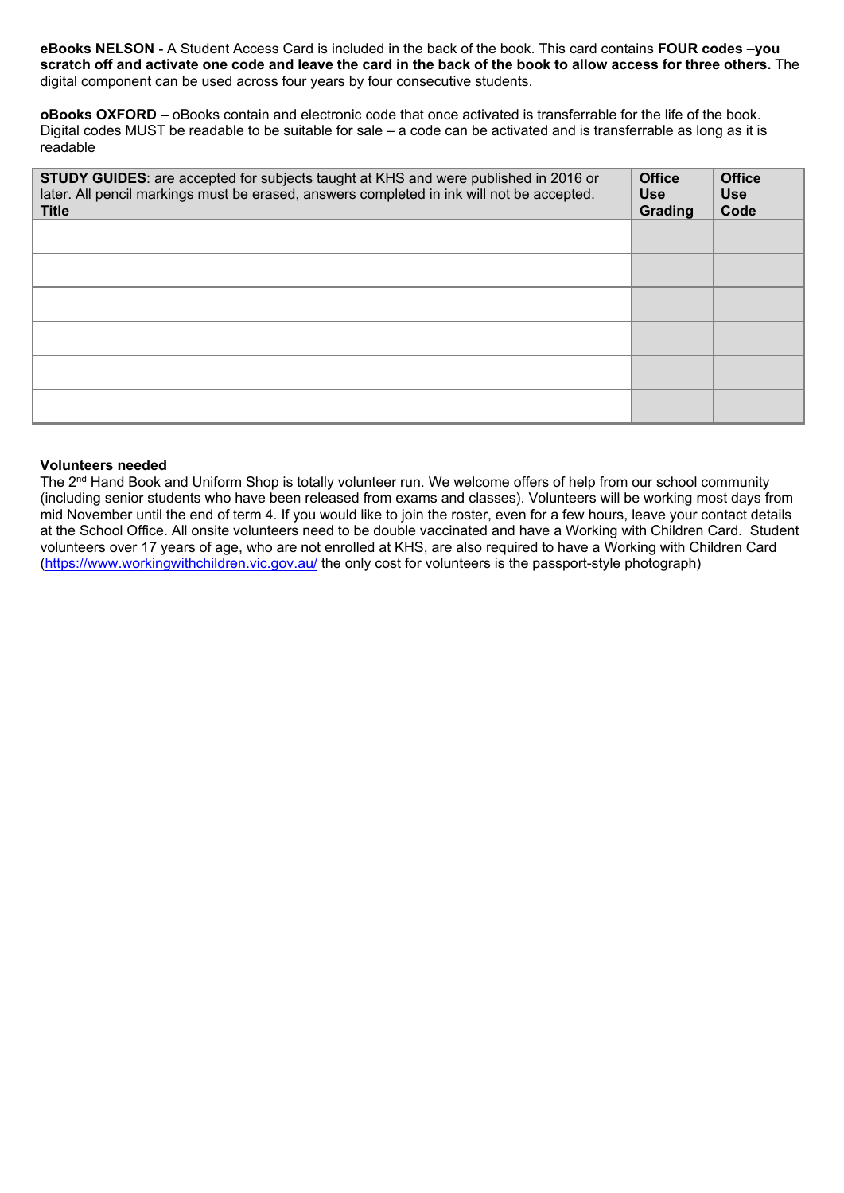**eBooks NELSON -** A Student Access Card is included in the back of the book. This card contains **FOUR codes** –**you scratch off and activate one code and leave the card in the back of the book to allow access for three others.** The digital component can be used across four years by four consecutive students.

**oBooks OXFORD** – oBooks contain and electronic code that once activated is transferrable for the life of the book. Digital codes MUST be readable to be suitable for sale – a code can be activated and is transferrable as long as it is readable

| **STUDY GUIDES**: are accepted for subjects taught at KHS and were published in 2016 or later. All pencil markings must be erased, answers completed in ink will not be accepted. **Title** | **Office Use Grading** | **Office Use Code** |
|---|---|---|
| | | |
| | | |
| | | |
| | | |
| | | |
| | | |

**Volunteers needed**

The 2nd Hand Book and Uniform Shop is totally volunteer run. We welcome offers of help from our school community (including senior students who have been released from exams and classes). Volunteers will be working most days from mid November until the end of term 4. If you would like to join the roster, even for a few hours, leave your contact details at the School Office. All onsite volunteers need to be double vaccinated and have a Working with Children Card. Student volunteers over 17 years of age, who are not enrolled at KHS, are also required to have a Working with Children Card (https://www.workingwithchildren.vic.gov.au/ the only cost for volunteers is the passport-style photograph)